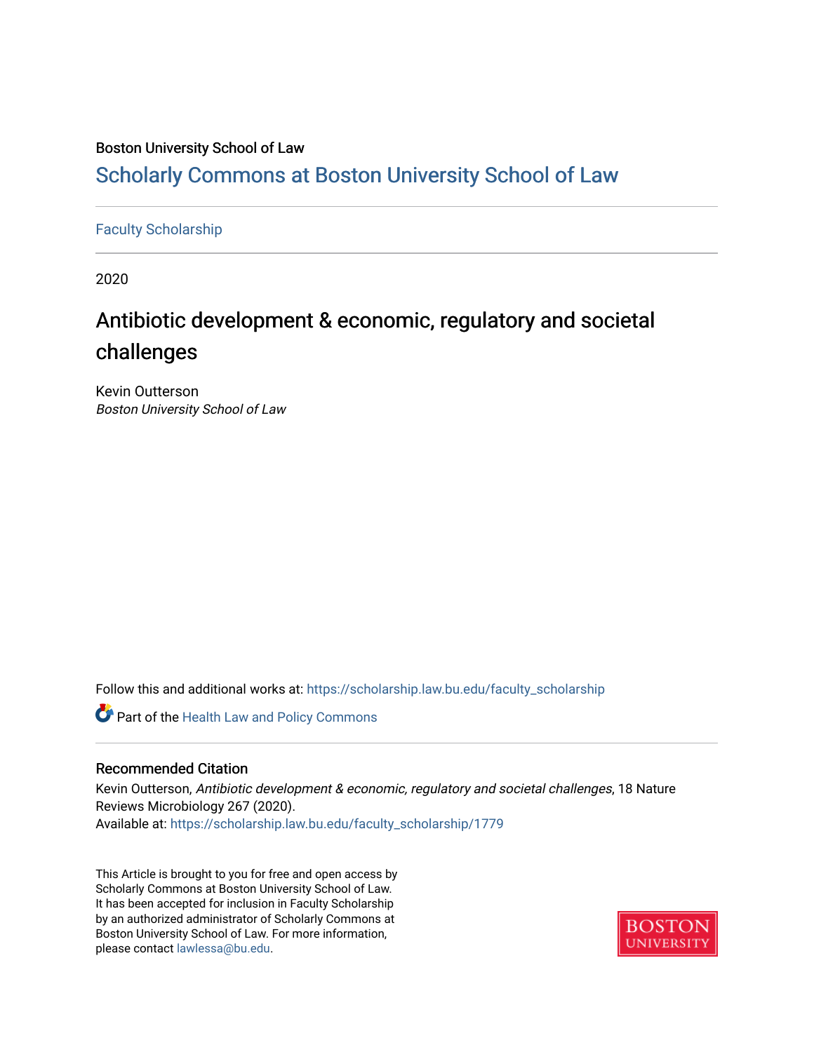Boston University School of Law

# Scholarly Commons at Boston University School of Law

Faculty Scholarship

2020

## Antibiotic development & economic, regulatory and societal challenges

Kevin Outterson
*Boston University School of Law*

Follow this and additional works at: https://scholarship.law.bu.edu/faculty_scholarship

Part of the Health Law and Policy Commons

### Recommended Citation

Kevin Outterson, *Antibiotic development & economic, regulatory and societal challenges*, 18 Nature Reviews Microbiology 267 (2020).
Available at: https://scholarship.law.bu.edu/faculty_scholarship/1779

This Article is brought to you for free and open access by Scholarly Commons at Boston University School of Law. It has been accepted for inclusion in Faculty Scholarship by an authorized administrator of Scholarly Commons at Boston University School of Law. For more information, please contact lawlessa@bu.edu.

BOSTON UNIVERSITY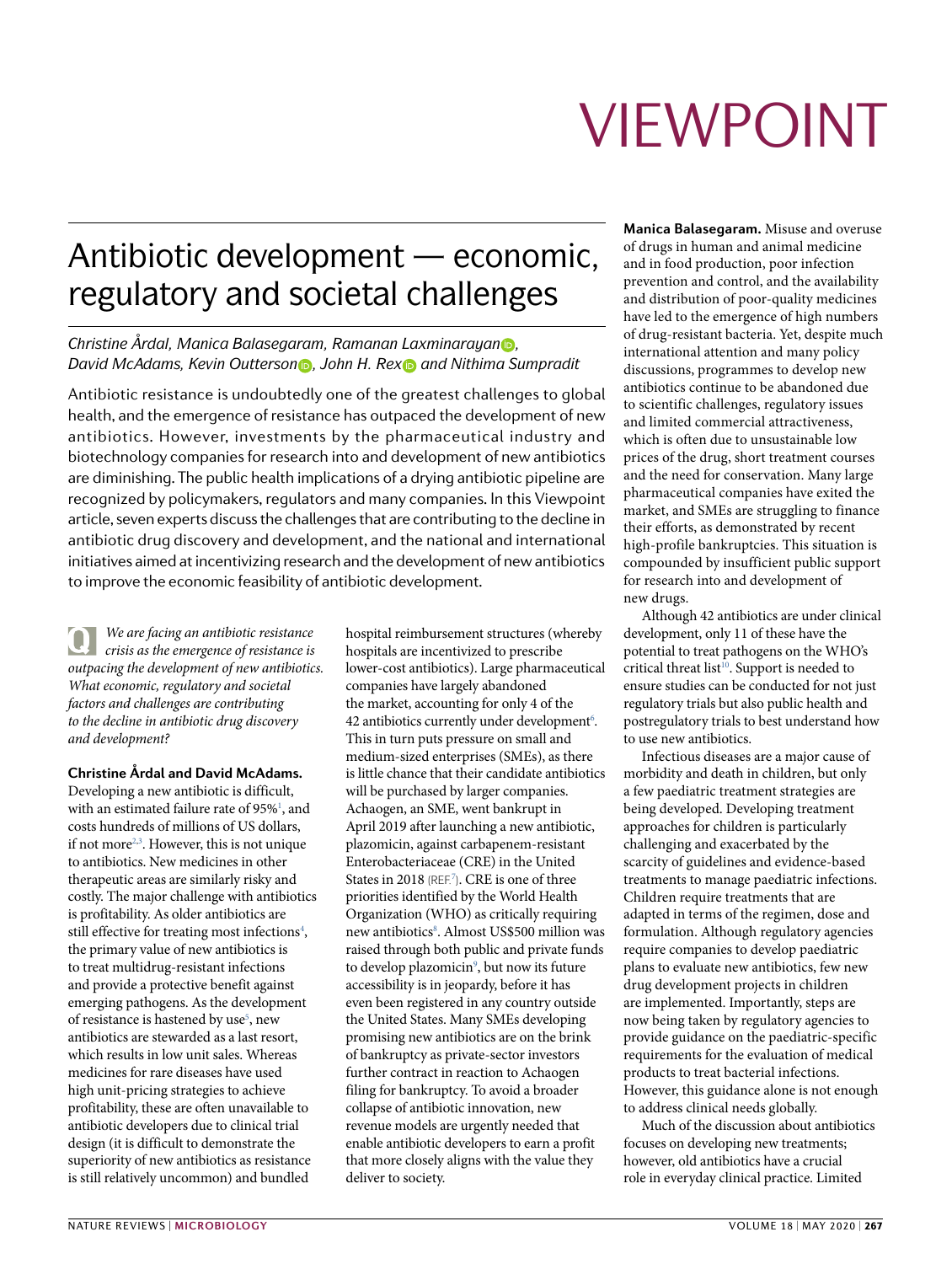# VIEWPOINT

# Antibiotic development — economic, regulatory and societal challenges

*Christine Årdal, Manica Balasegaram, Ramanan Laxminarayan, David McAdams, Kevin Outterson, John H. Rex and Nithima Sumpradit*

Antibiotic resistance is undoubtedly one of the greatest challenges to global health, and the emergence of resistance has outpaced the development of new antibiotics. However, investments by the pharmaceutical industry and biotechnology companies for research into and development of new antibiotics are diminishing. The public health implications of a drying antibiotic pipeline are recognized by policymakers, regulators and many companies. In this Viewpoint article, seven experts discuss the challenges that are contributing to the decline in antibiotic drug discovery and development, and the national and international initiatives aimed at incentivizing research and the development of new antibiotics to improve the economic feasibility of antibiotic development.

**Q** *We are facing an antibiotic resistance crisis as the emergence of resistance is outpacing the development of new antibiotics. What economic, regulatory and societal factors and challenges are contributing to the decline in antibiotic drug discovery and development?*

**Christine Årdal and David McAdams.** Developing a new antibiotic is difficult, with an estimated failure rate of 95%[1], and costs hundreds of millions of US dollars, if not more[2,3]. However, this is not unique to antibiotics. New medicines in other therapeutic areas are similarly risky and costly. The major challenge with antibiotics is profitability. As older antibiotics are still effective for treating most infections[4], the primary value of new antibiotics is to treat multidrug-resistant infections and provide a protective benefit against emerging pathogens. As the development of resistance is hastened by use[5], new antibiotics are stewarded as a last resort, which results in low unit sales. Whereas medicines for rare diseases have used high unit-pricing strategies to achieve profitability, these are often unavailable to antibiotic developers due to clinical trial design (it is difficult to demonstrate the superiority of new antibiotics as resistance is still relatively uncommon) and bundled hospital reimbursement structures (whereby hospitals are incentivized to prescribe lower-cost antibiotics). Large pharmaceutical companies have largely abandoned the market, accounting for only 4 of the 42 antibiotics currently under development[6]. This in turn puts pressure on small and medium-sized enterprises (SMEs), as there is little chance that their candidate antibiotics will be purchased by larger companies. Achaogen, an SME, went bankrupt in April 2019 after launching a new antibiotic, plazomicin, against carbapenem-resistant Enterobacteriaceae (CRE) in the United States in 2018 (REF.[7]). CRE is one of three priorities identified by the World Health Organization (WHO) as critically requiring new antibiotics[8]. Almost US$500 million was raised through both public and private funds to develop plazomicin[9], but now its future accessibility is in jeopardy, before it has even been registered in any country outside the United States. Many SMEs developing promising new antibiotics are on the brink of bankruptcy as private-sector investors further contract in reaction to Achaogen filing for bankruptcy. To avoid a broader collapse of antibiotic innovation, new revenue models are urgently needed that enable antibiotic developers to earn a profit that more closely aligns with the value they deliver to society.

**Manica Balasegaram.** Misuse and overuse of drugs in human and animal medicine and in food production, poor infection prevention and control, and the availability and distribution of poor-quality medicines have led to the emergence of high numbers of drug-resistant bacteria. Yet, despite much international attention and many policy discussions, programmes to develop new antibiotics continue to be abandoned due to scientific challenges, regulatory issues and limited commercial attractiveness, which is often due to unsustainable low prices of the drug, short treatment courses and the need for conservation. Many large pharmaceutical companies have exited the market, and SMEs are struggling to finance their efforts, as demonstrated by recent high-profile bankruptcies. This situation is compounded by insufficient public support for research into and development of new drugs.

Although 42 antibiotics are under clinical development, only 11 of these have the potential to treat pathogens on the WHO's critical threat list[10]. Support is needed to ensure studies can be conducted for not just regulatory trials but also public health and postregulatory trials to best understand how to use new antibiotics.

Infectious diseases are a major cause of morbidity and death in children, but only a few paediatric treatment strategies are being developed. Developing treatment approaches for children is particularly challenging and exacerbated by the scarcity of guidelines and evidence-based treatments to manage paediatric infections. Children require treatments that are adapted in terms of the regimen, dose and formulation. Although regulatory agencies require companies to develop paediatric plans to evaluate new antibiotics, few new drug development projects in children are implemented. Importantly, steps are now being taken by regulatory agencies to provide guidance on the paediatric-specific requirements for the evaluation of medical products to treat bacterial infections. However, this guidance alone is not enough to address clinical needs globally.

Much of the discussion about antibiotics focuses on developing new treatments; however, old antibiotics have a crucial role in everyday clinical practice. Limited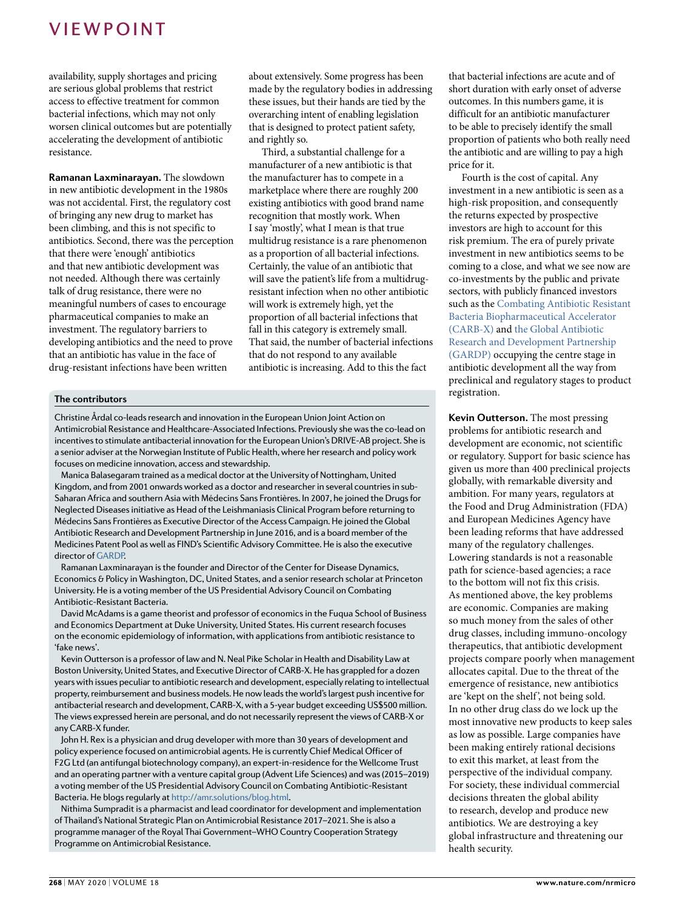availability, supply shortages and pricing are serious global problems that restrict access to effective treatment for common bacterial infections, which may not only worsen clinical outcomes but are potentially accelerating the development of antibiotic resistance.

**Ramanan Laxminarayan.** The slowdown in new antibiotic development in the 1980s was not accidental. First, the regulatory cost of bringing any new drug to market has been climbing, and this is not specific to antibiotics. Second, there was the perception that there were 'enough' antibiotics and that new antibiotic development was not needed. Although there was certainly talk of drug resistance, there were no meaningful numbers of cases to encourage pharmaceutical companies to make an investment. The regulatory barriers to developing antibiotics and the need to prove that an antibiotic has value in the face of drug-resistant infections have been written about extensively. Some progress has been made by the regulatory bodies in addressing these issues, but their hands are tied by the overarching intent of enabling legislation that is designed to protect patient safety, and rightly so.

Third, a substantial challenge for a manufacturer of a new antibiotic is that the manufacturer has to compete in a marketplace where there are roughly 200 existing antibiotics with good brand name recognition that mostly work. When I say 'mostly', what I mean is that true multidrug resistance is a rare phenomenon as a proportion of all bacterial infections. Certainly, the value of an antibiotic that will save the patient's life from a multidrug-resistant infection when no other antibiotic will work is extremely high, yet the proportion of all bacterial infections that fall in this category is extremely small. That said, the number of bacterial infections that do not respond to any available antibiotic is increasing. Add to this the fact that bacterial infections are acute and of short duration with early onset of adverse outcomes. In this numbers game, it is difficult for an antibiotic manufacturer to be able to precisely identify the small proportion of patients who both really need the antibiotic and are willing to pay a high price for it.

Fourth is the cost of capital. Any investment in a new antibiotic is seen as a high-risk proposition, and consequently the returns expected by prospective investors are high to account for this risk premium. The era of purely private investment in new antibiotics seems to be coming to a close, and what we see now are co-investments by the public and private sectors, with publicly financed investors such as the Combating Antibiotic Resistant Bacteria Biopharmaceutical Accelerator (CARB-X) and the Global Antibiotic Research and Development Partnership (GARDP) occupying the centre stage in antibiotic development all the way from preclinical and regulatory stages to product registration.

**Kevin Outterson.** The most pressing problems for antibiotic research and development are economic, not scientific or regulatory. Support for basic science has given us more than 400 preclinical projects globally, with remarkable diversity and ambition. For many years, regulators at the Food and Drug Administration (FDA) and European Medicines Agency have been leading reforms that have addressed many of the regulatory challenges. Lowering standards is not a reasonable path for science-based agencies; a race to the bottom will not fix this crisis. As mentioned above, the key problems are economic. Companies are making so much money from the sales of other drug classes, including immuno-oncology therapeutics, that antibiotic development projects compare poorly when management allocates capital. Due to the threat of the emergence of resistance, new antibiotics are 'kept on the shelf', not being sold. In no other drug class do we lock up the most innovative new products to keep sales as low as possible. Large companies have been making entirely rational decisions to exit this market, at least from the perspective of the individual company. For society, these individual commercial decisions threaten the global ability to research, develop and produce new antibiotics. We are destroying a key global infrastructure and threatening our health security.

**The contributors**

Christine Årdal co-leads research and innovation in the European Union Joint Action on Antimicrobial Resistance and Healthcare-Associated Infections. Previously she was the co-lead on incentives to stimulate antibacterial innovation for the European Union's DRIVE-AB project. She is a senior adviser at the Norwegian Institute of Public Health, where her research and policy work focuses on medicine innovation, access and stewardship.

Manica Balasegaram trained as a medical doctor at the University of Nottingham, United Kingdom, and from 2001 onwards worked as a doctor and researcher in several countries in sub-Saharan Africa and southern Asia with Médecins Sans Frontières. In 2007, he joined the Drugs for Neglected Diseases initiative as Head of the Leishmaniasis Clinical Program before returning to Médecins Sans Frontières as Executive Director of the Access Campaign. He joined the Global Antibiotic Research and Development Partnership in June 2016, and is a board member of the Medicines Patent Pool as well as FIND's Scientific Advisory Committee. He is also the executive director of GARDP.

Ramanan Laxminarayan is the founder and Director of the Center for Disease Dynamics, Economics & Policy in Washington, DC, United States, and a senior research scholar at Princeton University. He is a voting member of the US Presidential Advisory Council on Combating Antibiotic-Resistant Bacteria.

David McAdams is a game theorist and professor of economics in the Fuqua School of Business and Economics Department at Duke University, United States. His current research focuses on the economic epidemiology of information, with applications from antibiotic resistance to 'fake news'.

Kevin Outterson is a professor of law and N. Neal Pike Scholar in Health and Disability Law at Boston University, United States, and Executive Director of CARB-X. He has grappled for a dozen years with issues peculiar to antibiotic research and development, especially relating to intellectual property, reimbursement and business models. He now leads the world's largest push incentive for antibacterial research and development, CARB-X, with a 5-year budget exceeding US$500 million. The views expressed herein are personal, and do not necessarily represent the views of CARB-X or any CARB-X funder.

John H. Rex is a physician and drug developer with more than 30 years of development and policy experience focused on antimicrobial agents. He is currently Chief Medical Officer of F2G Ltd (an antifungal biotechnology company), an expert-in-residence for the Wellcome Trust and an operating partner with a venture capital group (Advent Life Sciences) and was (2015–2019) a voting member of the US Presidential Advisory Council on Combating Antibiotic-Resistant Bacteria. He blogs regularly at http://amr.solutions/blog.html.

Nithima Sumpradit is a pharmacist and lead coordinator for development and implementation of Thailand's National Strategic Plan on Antimicrobial Resistance 2017–2021. She is also a programme manager of the Royal Thai Government–WHO Country Cooperation Strategy Programme on Antimicrobial Resistance.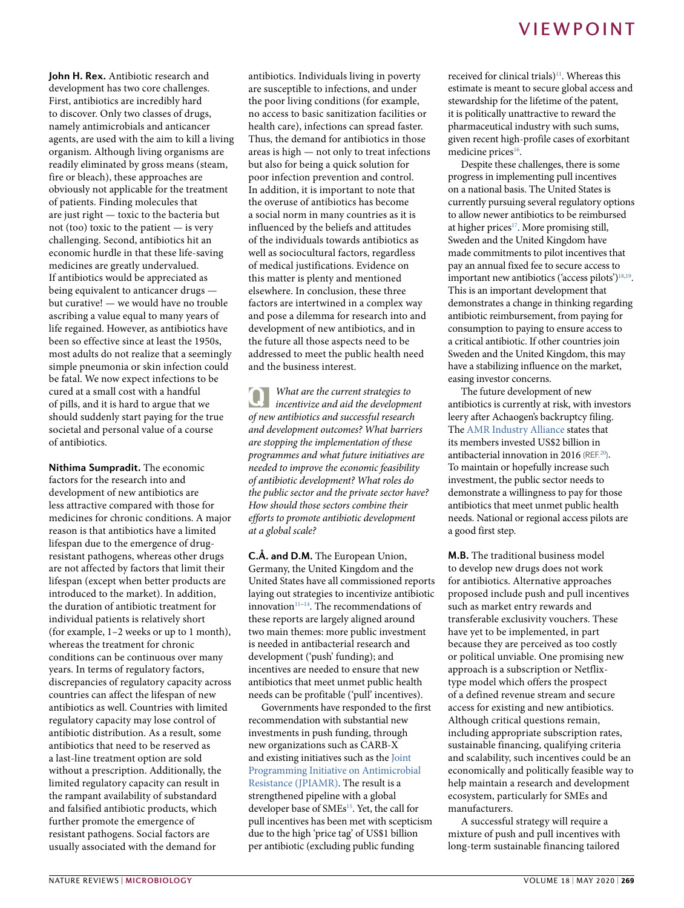**John H. Rex.** Antibiotic research and development has two core challenges. First, antibiotics are incredibly hard to discover. Only two classes of drugs, namely antimicrobials and anticancer agents, are used with the aim to kill a living organism. Although living organisms are readily eliminated by gross means (steam, fire or bleach), these approaches are obviously not applicable for the treatment of patients. Finding molecules that are just right — toxic to the bacteria but not (too) toxic to the patient — is very challenging. Second, antibiotics hit an economic hurdle in that these life-saving medicines are greatly undervalued. If antibiotics would be appreciated as being equivalent to anticancer drugs — but curative! — we would have no trouble ascribing a value equal to many years of life regained. However, as antibiotics have been so effective since at least the 1950s, most adults do not realize that a seemingly simple pneumonia or skin infection could be fatal. We now expect infections to be cured at a small cost with a handful of pills, and it is hard to argue that we should suddenly start paying for the true societal and personal value of a course of antibiotics.

**Nithima Sumpradit.** The economic factors for the research into and development of new antibiotics are less attractive compared with those for medicines for chronic conditions. A major reason is that antibiotics have a limited lifespan due to the emergence of drug-resistant pathogens, whereas other drugs are not affected by factors that limit their lifespan (except when better products are introduced to the market). In addition, the duration of antibiotic treatment for individual patients is relatively short (for example, 1–2 weeks or up to 1 month), whereas the treatment for chronic conditions can be continuous over many years. In terms of regulatory factors, discrepancies of regulatory capacity across countries can affect the lifespan of new antibiotics as well. Countries with limited regulatory capacity may lose control of antibiotic distribution. As a result, some antibiotics that need to be reserved as a last-line treatment option are sold without a prescription. Additionally, the limited regulatory capacity can result in the rampant availability of substandard and falsified antibiotic products, which further promote the emergence of resistant pathogens. Social factors are usually associated with the demand for antibiotics. Individuals living in poverty are susceptible to infections, and under the poor living conditions (for example, no access to basic sanitization facilities or health care), infections can spread faster. Thus, the demand for antibiotics in those areas is high — not only to treat infections but also for being a quick solution for poor infection prevention and control. In addition, it is important to note that the overuse of antibiotics has become a social norm in many countries as it is influenced by the beliefs and attitudes of the individuals towards antibiotics as well as sociocultural factors, regardless of medical justifications. Evidence on this matter is plenty and mentioned elsewhere. In conclusion, these three factors are intertwined in a complex way and pose a dilemma for research into and development of new antibiotics, and in the future all those aspects need to be addressed to meet the public health need and the business interest.

**Q** *What are the current strategies to incentivize and aid the development of new antibiotics and successful research and development outcomes? What barriers are stopping the implementation of these programmes and what future initiatives are needed to improve the economic feasibility of antibiotic development? What roles do the public sector and the private sector have? How should those sectors combine their efforts to promote antibiotic development at a global scale?*

**C.Å. and D.M.** The European Union, Germany, the United Kingdom and the United States have all commissioned reports laying out strategies to incentivize antibiotic innovation[11–14]. The recommendations of these reports are largely aligned around two main themes: more public investment is needed in antibacterial research and development ('push' funding); and incentives are needed to ensure that new antibiotics that meet unmet public health needs can be profitable ('pull' incentives).

Governments have responded to the first recommendation with substantial new investments in push funding, through new organizations such as CARB-X and existing initiatives such as the Joint Programming Initiative on Antimicrobial Resistance (JPIAMR). The result is a strengthened pipeline with a global developer base of SMEs[15]. Yet, the call for pull incentives has been met with scepticism due to the high 'price tag' of US$1 billion per antibiotic (excluding public funding received for clinical trials)[11]. Whereas this estimate is meant to secure global access and stewardship for the lifetime of the patent, it is politically unattractive to reward the pharmaceutical industry with such sums, given recent high-profile cases of exorbitant medicine prices[16].

Despite these challenges, there is some progress in implementing pull incentives on a national basis. The United States is currently pursuing several regulatory options to allow newer antibiotics to be reimbursed at higher prices[17]. More promising still, Sweden and the United Kingdom have made commitments to pilot incentives that pay an annual fixed fee to secure access to important new antibiotics ('access pilots')[18,19]. This is an important development that demonstrates a change in thinking regarding antibiotic reimbursement, from paying for consumption to paying to ensure access to a critical antibiotic. If other countries join Sweden and the United Kingdom, this may have a stabilizing influence on the market, easing investor concerns.

The future development of new antibiotics is currently at risk, with investors leery after Achaogen's backruptcy filing. The AMR Industry Alliance states that its members invested US$2 billion in antibacterial innovation in 2016 (REF.[20]). To maintain or hopefully increase such investment, the public sector needs to demonstrate a willingness to pay for those antibiotics that meet unmet public health needs. National or regional access pilots are a good first step.

**M.B.** The traditional business model to develop new drugs does not work for antibiotics. Alternative approaches proposed include push and pull incentives such as market entry rewards and transferable exclusivity vouchers. These have yet to be implemented, in part because they are perceived as too costly or political unviable. One promising new approach is a subscription or Netflix-type model which offers the prospect of a defined revenue stream and secure access for existing and new antibiotics. Although critical questions remain, including appropriate subscription rates, sustainable financing, qualifying criteria and scalability, such incentives could be an economically and politically feasible way to help maintain a research and development ecosystem, particularly for SMEs and manufacturers.

A successful strategy will require a mixture of push and pull incentives with long-term sustainable financing tailored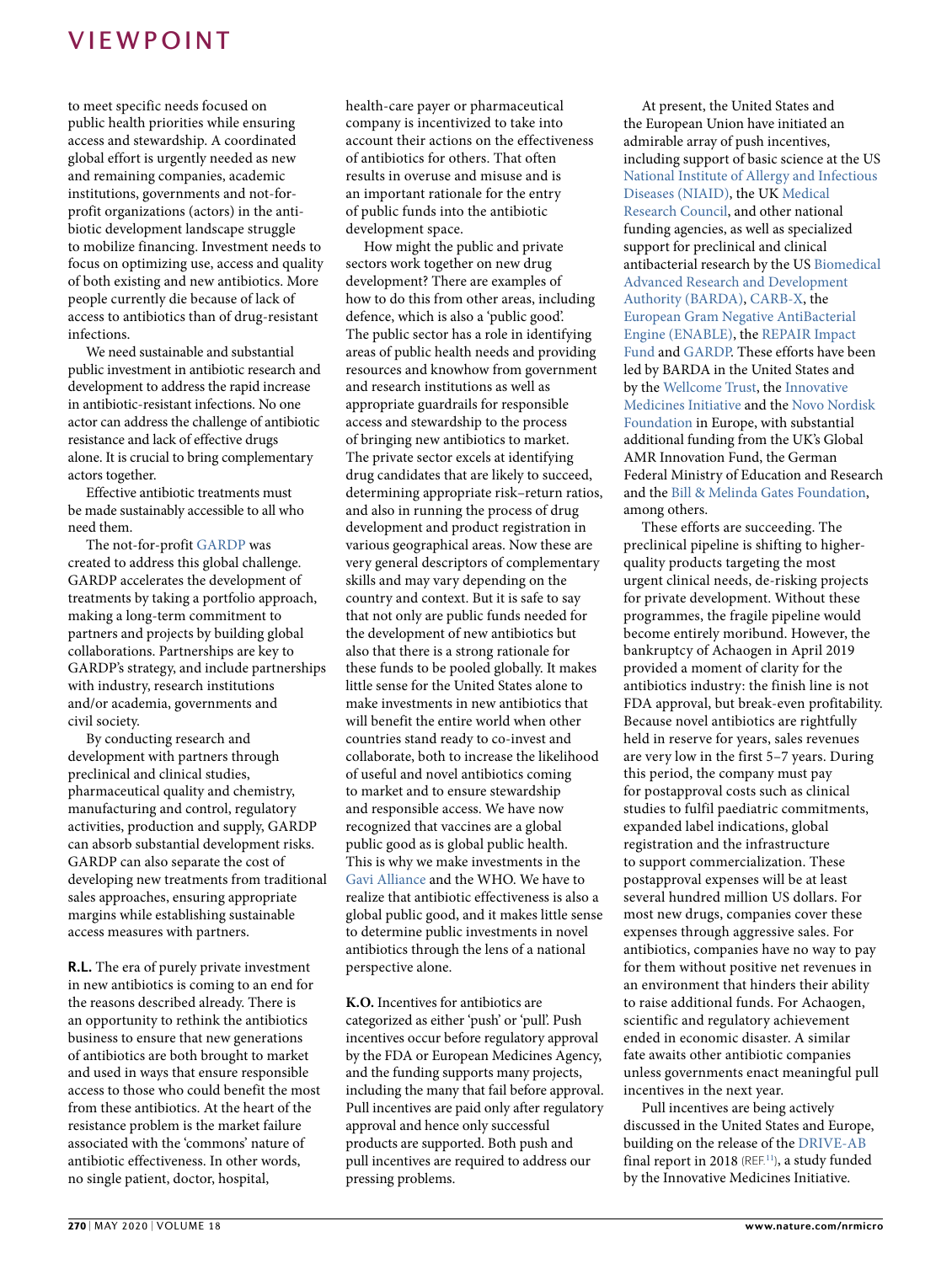to meet specific needs focused on public health priorities while ensuring access and stewardship. A coordinated global effort is urgently needed as new and remaining companies, academic institutions, governments and not-for-profit organizations (actors) in the antibiotic development landscape struggle to mobilize financing. Investment needs to focus on optimizing use, access and quality of both existing and new antibiotics. More people currently die because of lack of access to antibiotics than of drug-resistant infections.

We need sustainable and substantial public investment in antibiotic research and development to address the rapid increase in antibiotic-resistant infections. No one actor can address the challenge of antibiotic resistance and lack of effective drugs alone. It is crucial to bring complementary actors together.

Effective antibiotic treatments must be made sustainably accessible to all who need them.

The not-for-profit GARDP was created to address this global challenge. GARDP accelerates the development of treatments by taking a portfolio approach, making a long-term commitment to partners and projects by building global collaborations. Partnerships are key to GARDP's strategy, and include partnerships with industry, research institutions and/or academia, governments and civil society.

By conducting research and development with partners through preclinical and clinical studies, pharmaceutical quality and chemistry, manufacturing and control, regulatory activities, production and supply, GARDP can absorb substantial development risks. GARDP can also separate the cost of developing new treatments from traditional sales approaches, ensuring appropriate margins while establishing sustainable access measures with partners.

**R.L.** The era of purely private investment in new antibiotics is coming to an end for the reasons described already. There is an opportunity to rethink the antibiotics business to ensure that new generations of antibiotics are both brought to market and used in ways that ensure responsible access to those who could benefit the most from these antibiotics. At the heart of the resistance problem is the market failure associated with the 'commons' nature of antibiotic effectiveness. In other words, no single patient, doctor, hospital, health-care payer or pharmaceutical company is incentivized to take into account their actions on the effectiveness of antibiotics for others. That often results in overuse and misuse and is an important rationale for the entry of public funds into the antibiotic development space.

How might the public and private sectors work together on new drug development? There are examples of how to do this from other areas, including defence, which is also a 'public good'. The public sector has a role in identifying areas of public health needs and providing resources and knowhow from government and research institutions as well as appropriate guardrails for responsible access and stewardship to the process of bringing new antibiotics to market. The private sector excels at identifying drug candidates that are likely to succeed, determining appropriate risk–return ratios, and also in running the process of drug development and product registration in various geographical areas. Now these are very general descriptors of complementary skills and may vary depending on the country and context. But it is safe to say that not only are public funds needed for the development of new antibiotics but also that there is a strong rationale for these funds to be pooled globally. It makes little sense for the United States alone to make investments in new antibiotics that will benefit the entire world when other countries stand ready to co-invest and collaborate, both to increase the likelihood of useful and novel antibiotics coming to market and to ensure stewardship and responsible access. We have now recognized that vaccines are a global public good as is global public health. This is why we make investments in the Gavi Alliance and the WHO. We have to realize that antibiotic effectiveness is also a global public good, and it makes little sense to determine public investments in novel antibiotics through the lens of a national perspective alone.

**K.O.** Incentives for antibiotics are categorized as either 'push' or 'pull'. Push incentives occur before regulatory approval by the FDA or European Medicines Agency, and the funding supports many projects, including the many that fail before approval. Pull incentives are paid only after regulatory approval and hence only successful products are supported. Both push and pull incentives are required to address our pressing problems.

At present, the United States and the European Union have initiated an admirable array of push incentives, including support of basic science at the US National Institute of Allergy and Infectious Diseases (NIAID), the UK Medical Research Council, and other national funding agencies, as well as specialized support for preclinical and clinical antibacterial research by the US Biomedical Advanced Research and Development Authority (BARDA), CARB-X, the European Gram Negative AntiBacterial Engine (ENABLE), the REPAIR Impact Fund and GARDP. These efforts have been led by BARDA in the United States and by the Wellcome Trust, the Innovative Medicines Initiative and the Novo Nordisk Foundation in Europe, with substantial additional funding from the UK's Global AMR Innovation Fund, the German Federal Ministry of Education and Research and the Bill & Melinda Gates Foundation, among others.

These efforts are succeeding. The preclinical pipeline is shifting to higher-quality products targeting the most urgent clinical needs, de-risking projects for private development. Without these programmes, the fragile pipeline would become entirely moribund. However, the bankruptcy of Achaogen in April 2019 provided a moment of clarity for the antibiotics industry: the finish line is not FDA approval, but break-even profitability. Because novel antibiotics are rightfully held in reserve for years, sales revenues are very low in the first 5–7 years. During this period, the company must pay for postapproval costs such as clinical studies to fulfil paediatric commitments, expanded label indications, global registration and the infrastructure to support commercialization. These postapproval expenses will be at least several hundred million US dollars. For most new drugs, companies cover these expenses through aggressive sales. For antibiotics, companies have no way to pay for them without positive net revenues in an environment that hinders their ability to raise additional funds. For Achaogen, scientific and regulatory achievement ended in economic disaster. A similar fate awaits other antibiotic companies unless governments enact meaningful pull incentives in the next year.

Pull incentives are being actively discussed in the United States and Europe, building on the release of the DRIVE-AB final report in 2018 (REF.[11]), a study funded by the Innovative Medicines Initiative.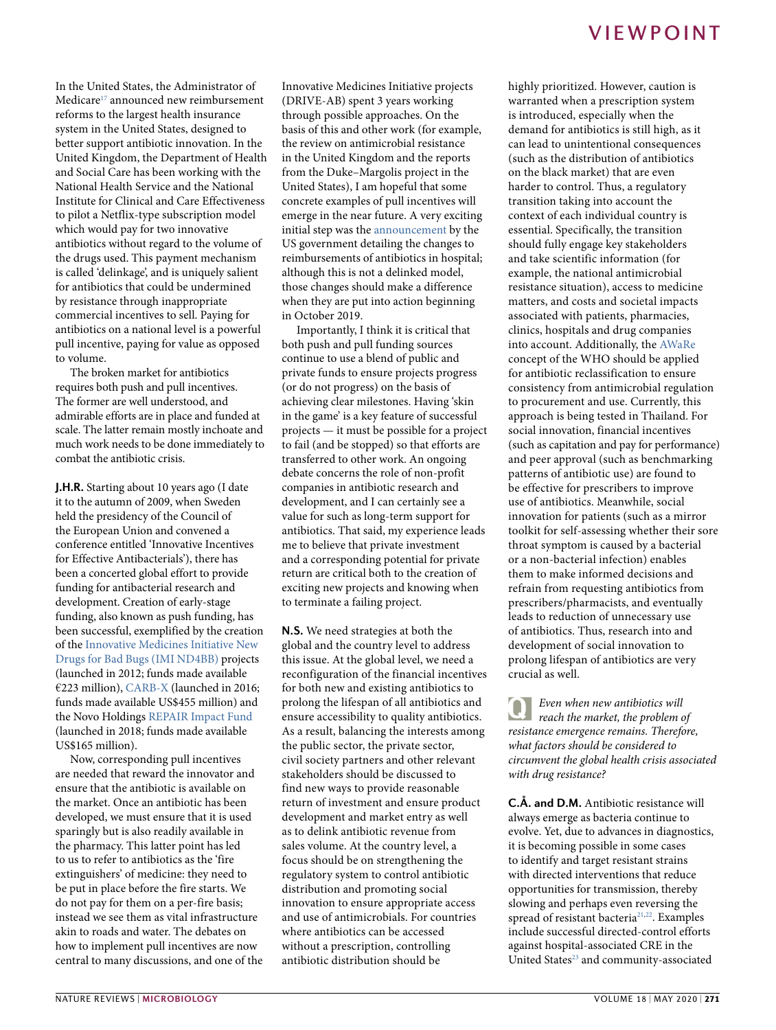In the United States, the Administrator of Medicare[17] announced new reimbursement reforms to the largest health insurance system in the United States, designed to better support antibiotic innovation. In the United Kingdom, the Department of Health and Social Care has been working with the National Health Service and the National Institute for Clinical and Care Effectiveness to pilot a Netflix-type subscription model which would pay for two innovative antibiotics without regard to the volume of the drugs used. This payment mechanism is called 'delinkage', and is uniquely salient for antibiotics that could be undermined by resistance through inappropriate commercial incentives to sell. Paying for antibiotics on a national level is a powerful pull incentive, paying for value as opposed to volume.

The broken market for antibiotics requires both push and pull incentives. The former are well understood, and admirable efforts are in place and funded at scale. The latter remain mostly inchoate and much work needs to be done immediately to combat the antibiotic crisis.

**J.H.R.** Starting about 10 years ago (I date it to the autumn of 2009, when Sweden held the presidency of the Council of the European Union and convened a conference entitled 'Innovative Incentives for Effective Antibacterials'), there has been a concerted global effort to provide funding for antibacterial research and development. Creation of early-stage funding, also known as push funding, has been successful, exemplified by the creation of the Innovative Medicines Initiative New Drugs for Bad Bugs (IMI ND4BB) projects (launched in 2012; funds made available €223 million), CARB-X (launched in 2016; funds made available US$455 million) and the Novo Holdings REPAIR Impact Fund (launched in 2018; funds made available US$165 million).

Now, corresponding pull incentives are needed that reward the innovator and ensure that the antibiotic is available on the market. Once an antibiotic has been developed, we must ensure that it is used sparingly but is also readily available in the pharmacy. This latter point has led to us to refer to antibiotics as the 'fire extinguishers' of medicine: they need to be put in place before the fire starts. We do not pay for them on a per-fire basis; instead we see them as vital infrastructure akin to roads and water. The debates on how to implement pull incentives are now central to many discussions, and one of the Innovative Medicines Initiative projects (DRIVE-AB) spent 3 years working through possible approaches. On the basis of this and other work (for example, the review on antimicrobial resistance in the United Kingdom and the reports from the Duke–Margolis project in the United States), I am hopeful that some concrete examples of pull incentives will emerge in the near future. A very exciting initial step was the announcement by the US government detailing the changes to reimbursements of antibiotics in hospital; although this is not a delinked model, those changes should make a difference when they are put into action beginning in October 2019.

Importantly, I think it is critical that both push and pull funding sources continue to use a blend of public and private funds to ensure projects progress (or do not progress) on the basis of achieving clear milestones. Having 'skin in the game' is a key feature of successful projects — it must be possible for a project to fail (and be stopped) so that efforts are transferred to other work. An ongoing debate concerns the role of non-profit companies in antibiotic research and development, and I can certainly see a value for such as long-term support for antibiotics. That said, my experience leads me to believe that private investment and a corresponding potential for private return are critical both to the creation of exciting new projects and knowing when to terminate a failing project.

**N.S.** We need strategies at both the global and the country level to address this issue. At the global level, we need a reconfiguration of the financial incentives for both new and existing antibiotics to prolong the lifespan of all antibiotics and ensure accessibility to quality antibiotics. As a result, balancing the interests among the public sector, the private sector, civil society partners and other relevant stakeholders should be discussed to find new ways to provide reasonable return of investment and ensure product development and market entry as well as to delink antibiotic revenue from sales volume. At the country level, a focus should be on strengthening the regulatory system to control antibiotic distribution and promoting social innovation to ensure appropriate access and use of antimicrobials. For countries where antibiotics can be accessed without a prescription, controlling antibiotic distribution should be highly prioritized. However, caution is warranted when a prescription system is introduced, especially when the demand for antibiotics is still high, as it can lead to unintentional consequences (such as the distribution of antibiotics on the black market) that are even harder to control. Thus, a regulatory transition taking into account the context of each individual country is essential. Specifically, the transition should fully engage key stakeholders and take scientific information (for example, the national antimicrobial resistance situation), access to medicine matters, and costs and societal impacts associated with patients, pharmacies, clinics, hospitals and drug companies into account. Additionally, the AWaRe concept of the WHO should be applied for antibiotic reclassification to ensure consistency from antimicrobial regulation to procurement and use. Currently, this approach is being tested in Thailand. For social innovation, financial incentives (such as capitation and pay for performance) and peer approval (such as benchmarking patterns of antibiotic use) are found to be effective for prescribers to improve use of antibiotics. Meanwhile, social innovation for patients (such as a mirror toolkit for self-assessing whether their sore throat symptom is caused by a bacterial or a non-bacterial infection) enables them to make informed decisions and refrain from requesting antibiotics from prescribers/pharmacists, and eventually leads to reduction of unnecessary use of antibiotics. Thus, research into and development of social innovation to prolong lifespan of antibiotics are very crucial as well.

**Q** *Even when new antibiotics will reach the market, the problem of resistance emergence remains. Therefore, what factors should be considered to circumvent the global health crisis associated with drug resistance?*

**C.Å. and D.M.** Antibiotic resistance will always emerge as bacteria continue to evolve. Yet, due to advances in diagnostics, it is becoming possible in some cases to identify and target resistant strains with directed interventions that reduce opportunities for transmission, thereby slowing and perhaps even reversing the spread of resistant bacteria[21,22]. Examples include successful directed-control efforts against hospital-associated CRE in the United States[23] and community-associated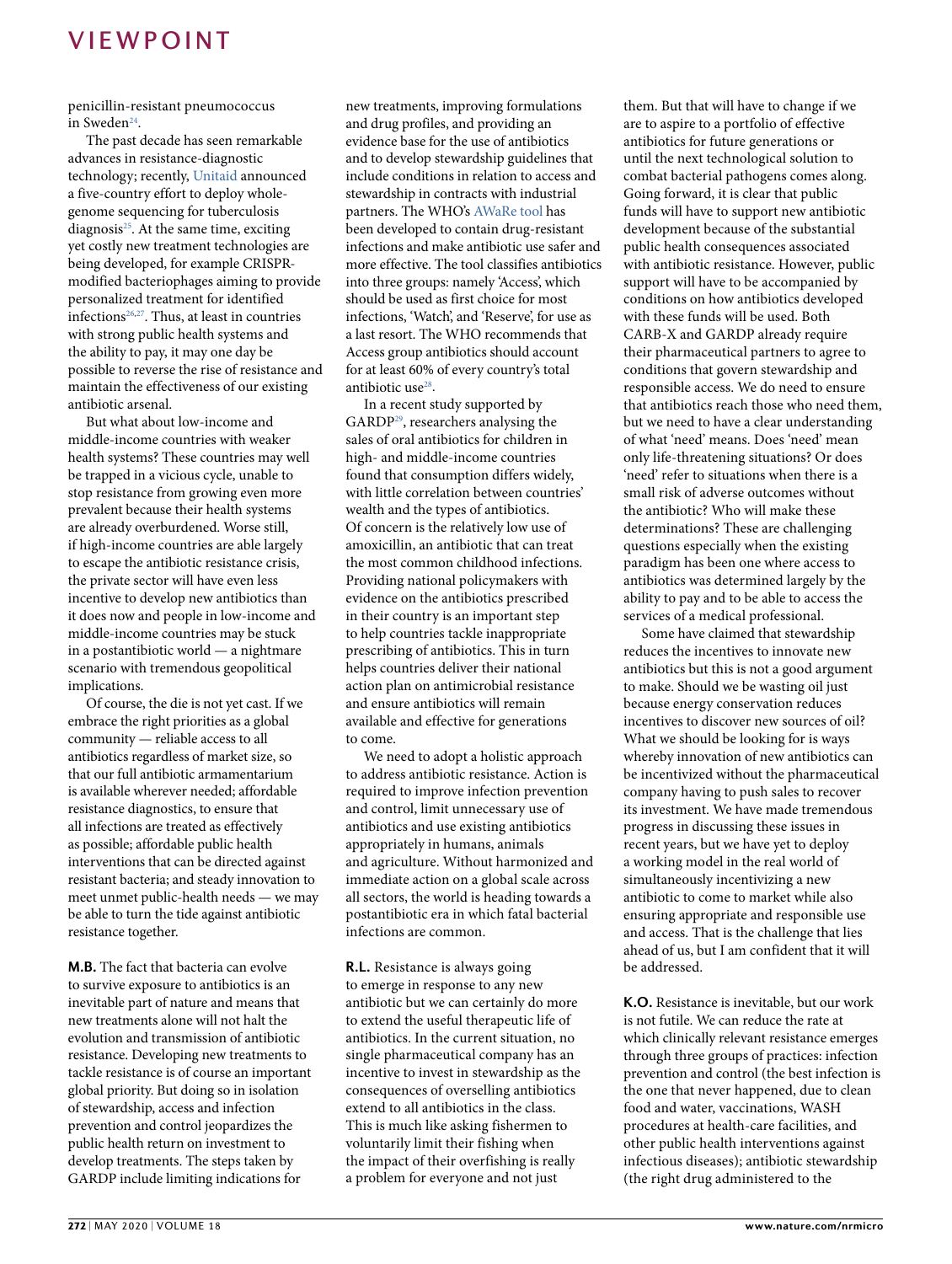penicillin-resistant pneumococcus in Sweden[24].

The past decade has seen remarkable advances in resistance-diagnostic technology; recently, Unitaid announced a five-country effort to deploy whole-genome sequencing for tuberculosis diagnosis[25]. At the same time, exciting yet costly new treatment technologies are being developed, for example CRISPR-modified bacteriophages aiming to provide personalized treatment for identified infections[26,27]. Thus, at least in countries with strong public health systems and the ability to pay, it may one day be possible to reverse the rise of resistance and maintain the effectiveness of our existing antibiotic arsenal.

But what about low-income and middle-income countries with weaker health systems? These countries may well be trapped in a vicious cycle, unable to stop resistance from growing even more prevalent because their health systems are already overburdened. Worse still, if high-income countries are able largely to escape the antibiotic resistance crisis, the private sector will have even less incentive to develop new antibiotics than it does now and people in low-income and middle-income countries may be stuck in a postantibiotic world — a nightmare scenario with tremendous geopolitical implications.

Of course, the die is not yet cast. If we embrace the right priorities as a global community — reliable access to all antibiotics regardless of market size, so that our full antibiotic armamentarium is available wherever needed; affordable resistance diagnostics, to ensure that all infections are treated as effectively as possible; affordable public health interventions that can be directed against resistant bacteria; and steady innovation to meet unmet public-health needs — we may be able to turn the tide against antibiotic resistance together.

**M.B.** The fact that bacteria can evolve to survive exposure to antibiotics is an inevitable part of nature and means that new treatments alone will not halt the evolution and transmission of antibiotic resistance. Developing new treatments to tackle resistance is of course an important global priority. But doing so in isolation of stewardship, access and infection prevention and control jeopardizes the public health return on investment to develop treatments. The steps taken by GARDP include limiting indications for new treatments, improving formulations and drug profiles, and providing an evidence base for the use of antibiotics and to develop stewardship guidelines that include conditions in relation to access and stewardship in contracts with industrial partners. The WHO's AWaRe tool has been developed to contain drug-resistant infections and make antibiotic use safer and more effective. The tool classifies antibiotics into three groups: namely 'Access', which should be used as first choice for most infections, 'Watch', and 'Reserve', for use as a last resort. The WHO recommends that Access group antibiotics should account for at least 60% of every country's total antibiotic use[28].

In a recent study supported by GARDP[29], researchers analysing the sales of oral antibiotics for children in high- and middle-income countries found that consumption differs widely, with little correlation between countries' wealth and the types of antibiotics. Of concern is the relatively low use of amoxicillin, an antibiotic that can treat the most common childhood infections. Providing national policymakers with evidence on the antibiotics prescribed in their country is an important step to help countries tackle inappropriate prescribing of antibiotics. This in turn helps countries deliver their national action plan on antimicrobial resistance and ensure antibiotics will remain available and effective for generations to come.

We need to adopt a holistic approach to address antibiotic resistance. Action is required to improve infection prevention and control, limit unnecessary use of antibiotics and use existing antibiotics appropriately in humans, animals and agriculture. Without harmonized and immediate action on a global scale across all sectors, the world is heading towards a postantibiotic era in which fatal bacterial infections are common.

**R.L.** Resistance is always going to emerge in response to any new antibiotic but we can certainly do more to extend the useful therapeutic life of antibiotics. In the current situation, no single pharmaceutical company has an incentive to invest in stewardship as the consequences of overselling antibiotics extend to all antibiotics in the class. This is much like asking fishermen to voluntarily limit their fishing when the impact of their overfishing is really a problem for everyone and not just them. But that will have to change if we are to aspire to a portfolio of effective antibiotics for future generations or until the next technological solution to combat bacterial pathogens comes along. Going forward, it is clear that public funds will have to support new antibiotic development because of the substantial public health consequences associated with antibiotic resistance. However, public support will have to be accompanied by conditions on how antibiotics developed with these funds will be used. Both CARB-X and GARDP already require their pharmaceutical partners to agree to conditions that govern stewardship and responsible access. We do need to ensure that antibiotics reach those who need them, but we need to have a clear understanding of what 'need' means. Does 'need' mean only life-threatening situations? Or does 'need' refer to situations when there is a small risk of adverse outcomes without the antibiotic? Who will make these determinations? These are challenging questions especially when the existing paradigm has been one where access to antibiotics was determined largely by the ability to pay and to be able to access the services of a medical professional.

Some have claimed that stewardship reduces the incentives to innovate new antibiotics but this is not a good argument to make. Should we be wasting oil just because energy conservation reduces incentives to discover new sources of oil? What we should be looking for is ways whereby innovation of new antibiotics can be incentivized without the pharmaceutical company having to push sales to recover its investment. We have made tremendous progress in discussing these issues in recent years, but we have yet to deploy a working model in the real world of simultaneously incentivizing a new antibiotic to come to market while also ensuring appropriate and responsible use and access. That is the challenge that lies ahead of us, but I am confident that it will be addressed.

**K.O.** Resistance is inevitable, but our work is not futile. We can reduce the rate at which clinically relevant resistance emerges through three groups of practices: infection prevention and control (the best infection is the one that never happened, due to clean food and water, vaccinations, WASH procedures at health-care facilities, and other public health interventions against infectious diseases); antibiotic stewardship (the right drug administered to the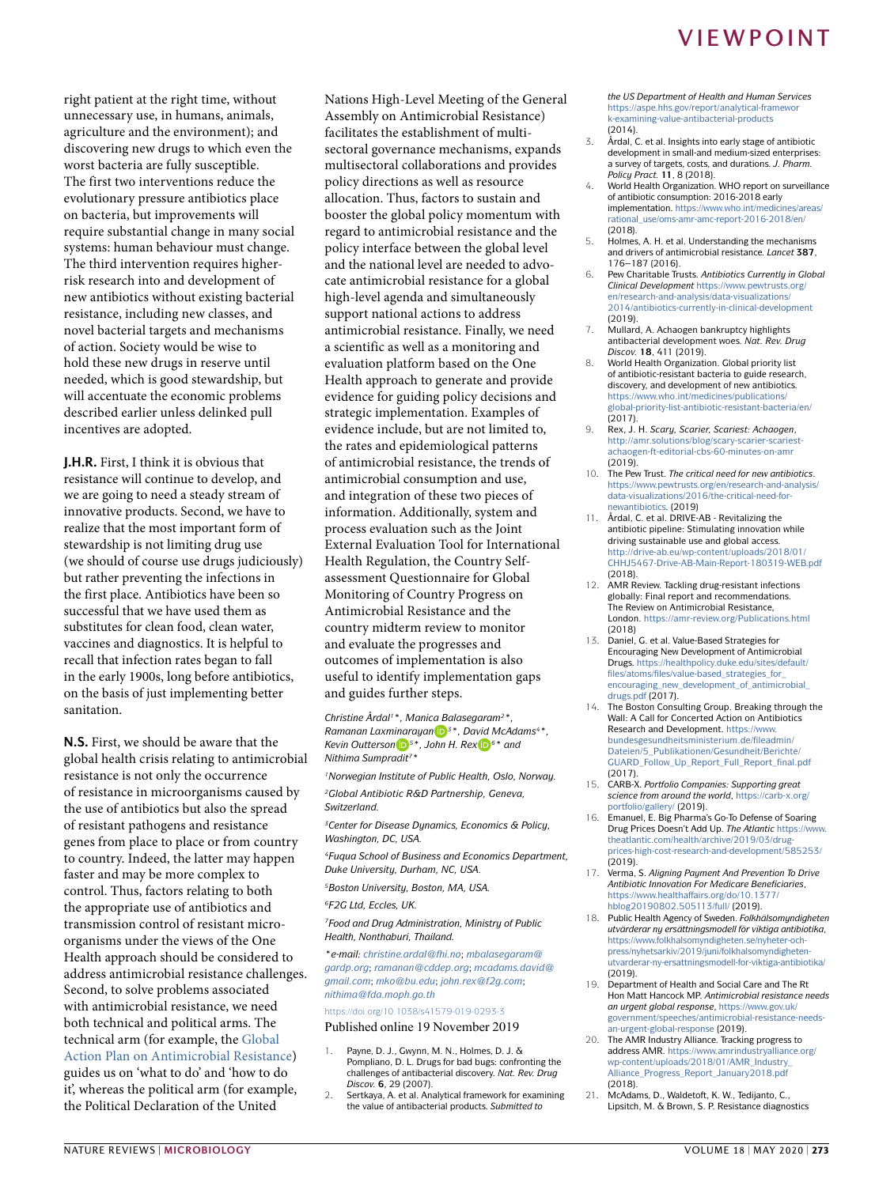right patient at the right time, without unnecessary use, in humans, animals, agriculture and the environment); and discovering new drugs to which even the worst bacteria are fully susceptible. The first two interventions reduce the evolutionary pressure antibiotics place on bacteria, but improvements will require substantial change in many social systems: human behaviour must change. The third intervention requires higher-risk research into and development of new antibiotics without existing bacterial resistance, including new classes, and novel bacterial targets and mechanisms of action. Society would be wise to hold these new drugs in reserve until needed, which is good stewardship, but will accentuate the economic problems described earlier unless delinked pull incentives are adopted.

**J.H.R.** First, I think it is obvious that resistance will continue to develop, and we are going to need a steady stream of innovative products. Second, we have to realize that the most important form of stewardship is not limiting drug use (we should of course use drugs judiciously) but rather preventing the infections in the first place. Antibiotics have been so successful that we have used them as substitutes for clean food, clean water, vaccines and diagnostics. It is helpful to recall that infection rates began to fall in the early 1900s, long before antibiotics, on the basis of just implementing better sanitation.

**N.S.** First, we should be aware that the global health crisis relating to antimicrobial resistance is not only the occurrence of resistance in microorganisms caused by the use of antibiotics but also the spread of resistant pathogens and resistance genes from place to place or from country to country. Indeed, the latter may happen faster and may be more complex to control. Thus, factors relating to both the appropriate use of antibiotics and transmission control of resistant microorganisms under the views of the One Health approach should be considered to address antimicrobial resistance challenges. Second, to solve problems associated with antimicrobial resistance, we need both technical and political arms. The technical arm (for example, the Global Action Plan on Antimicrobial Resistance) guides us on 'what to do' and 'how to do it', whereas the political arm (for example, the Political Declaration of the United Nations High-Level Meeting of the General Assembly on Antimicrobial Resistance) facilitates the establishment of multisectoral governance mechanisms, expands multisectoral collaborations and provides policy directions as well as resource allocation. Thus, factors to sustain and booster the global policy momentum with regard to antimicrobial resistance and the policy interface between the global level and the national level are needed to advocate antimicrobial resistance for a global high-level agenda and simultaneously support national actions to address antimicrobial resistance. Finally, we need a scientific as well as a monitoring and evaluation platform based on the One Health approach to generate and provide evidence for guiding policy decisions and strategic implementation. Examples of evidence include, but are not limited to, the rates and epidemiological patterns of antimicrobial resistance, the trends of antimicrobial consumption and use, and integration of these two pieces of information. Additionally, system and process evaluation such as the Joint External Evaluation Tool for International Health Regulation, the Country Self-assessment Questionnaire for Global Monitoring of Country Progress on Antimicrobial Resistance and the country midterm review to monitor and evaluate the progresses and outcomes of implementation is also useful to identify implementation gaps and guides further steps.

*Christine Årdal[1]\*, Manica Balasegaram[2]\*, Ramanan Laxminarayan[3]\*, David McAdams[4]\*, Kevin Outterson[5]\*, John H. Rex[6]\* and Nithima Sumpradit[7]\**

*[1]Norwegian Institute of Public Health, Oslo, Norway.*

*[2]Global Antibiotic R&D Partnership, Geneva, Switzerland.*

*[3]Center for Disease Dynamics, Economics & Policy, Washington, DC, USA.*

*[4]Fuqua School of Business and Economics Department, Duke University, Durham, NC, USA.*

*[5]Boston University, Boston, MA, USA.*

*[6]F2G Ltd, Eccles, UK.*

*[7]Food and Drug Administration, Ministry of Public Health, Nonthaburi, Thailand.*

*\*e-mail: christine.ardal@fhi.no; mbalasegaram@gardp.org; ramanan@cddep.org; mcadams.david@gmail.com; mko@bu.edu; john.rex@f2g.com; nithima@fda.moph.go.th*

https://doi.org/10.1038/s41579-019-0293-3

Published online 19 November 2019

1. Payne, D. J., Gwynn, M. N., Holmes, D. J. & Pompliano, D. L. Drugs for bad bugs: confronting the challenges of antibacterial discovery. *Nat. Rev. Drug Discov.* **6**, 29 (2007).
2. Sertkaya, A. et al. Analytical framework for examining the value of antibacterial products. *Submitted to the US Department of Health and Human Services* https://aspe.hhs.gov/report/analytical-framework-examining-value-antibacterial-products (2014).
3. Årdal, C. et al. Insights into early stage of antibiotic development in small-and medium-sized enterprises: a survey of targets, costs, and durations. *J. Pharm. Policy Pract.* **11**, 8 (2018).
4. World Health Organization. WHO report on surveillance of antibiotic consumption: 2016-2018 early implementation. https://www.who.int/medicines/areas/rational_use/oms-amr-amc-report-2016-2018/en/ (2018).
5. Holmes, A. H. et al. Understanding the mechanisms and drivers of antimicrobial resistance. *Lancet* **387**, 176–187 (2016).
6. Pew Charitable Trusts. *Antibiotics Currently in Global Clinical Development* https://www.pewtrusts.org/en/research-and-analysis/data-visualizations/2014/antibiotics-currently-in-clinical-development (2019).
7. Mullard, A. Achaogen bankruptcy highlights antibacterial development woes. *Nat. Rev. Drug Discov.* **18**, 411 (2019).
8. World Health Organization. Global priority list of antibiotic-resistant bacteria to guide research, discovery, and development of new antibiotics. https://www.who.int/medicines/publications/global-priority-list-antibiotic-resistant-bacteria/en/ (2017).
9. Rex, J. H. *Scary, Scarier, Scariest: Achaogen*, http://amr.solutions/blog/scary-scarier-scariest-achaogen-ft-editorial-cbs-60-minutes-on-amr (2019).
10. The Pew Trust. *The critical need for new antibiotics*. https://www.pewtrusts.org/en/research-and-analysis/data-visualizations/2016/the-critical-need-for-newantibiotics. (2019)
11. Årdal, C. et al. DRIVE-AB - Revitalizing the antibiotic pipeline: Stimulating innovation while driving sustainable use and global access. http://drive-ab.eu/wp-content/uploads/2018/01/CHHJ5467-Drive-AB-Main-Report-180319-WEB.pdf (2018).
12. AMR Review. Tackling drug-resistant infections globally: Final report and recommendations. The Review on Antimicrobial Resistance, London. https://amr-review.org/Publications.html (2018)
13. Daniel, G. et al. Value-Based Strategies for Encouraging New Development of Antimicrobial Drugs. https://healthpolicy.duke.edu/sites/default/files/atoms/files/value-based_strategies_for_encouraging_new_development_of_antimicrobial_drugs.pdf (2017).
14. The Boston Consulting Group. Breaking through the Wall: A Call for Concerted Action on Antibiotics Research and Development. https://www.bundesgesundheitsministerium.de/fileadmin/Dateien/5_Publikationen/Gesundheit/Berichte/GUARD_Follow_Up_Report_Full_Report_final.pdf (2017).
15. CARB-X. *Portfolio Companies: Supporting great science from around the world*, https://carb-x.org/portfolio/gallery/ (2019).
16. Emanuel, E. Big Pharma's Go-To Defense of Soaring Drug Prices Doesn't Add Up. *The Atlantic* https://www.theatlantic.com/health/archive/2019/03/drug-prices-high-cost-research-and-development/585253/ (2019).
17. Verma, S. *Aligning Payment And Prevention To Drive Antibiotic Innovation For Medicare Beneficiaries*, https://www.healthaffairs.org/do/10.1377/hblog20190802.505113/full/ (2019).
18. Public Health Agency of Sweden. *Folkhälsomyndigheten utvärderar ny ersättningsmodell för viktiga antibiotika*, https://www.folkhalsomyndigheten.se/nyheter-och-press/nyhetsarkiv/2019/juni/folkhalsomyndigheten-utvarderar-ny-ersattningsmodell-for-viktiga-antibiotika/ (2019).
19. Department of Health and Social Care and The Rt Hon Matt Hancock MP. *Antimicrobial resistance needs an urgent global response*, https://www.gov.uk/government/speeches/antimicrobial-resistance-needs-an-urgent-global-response (2019).
20. The AMR Industry Alliance. Tracking progress to address AMR. https://www.amrindustryalliance.org/wp-content/uploads/2018/01/AMR_Industry_Alliance_Progress_Report_January2018.pdf (2018).
21. McAdams, D., Waldetoft, K. W., Tedijanto, C., Lipsitch, M. & Brown, S. P. Resistance diagnostics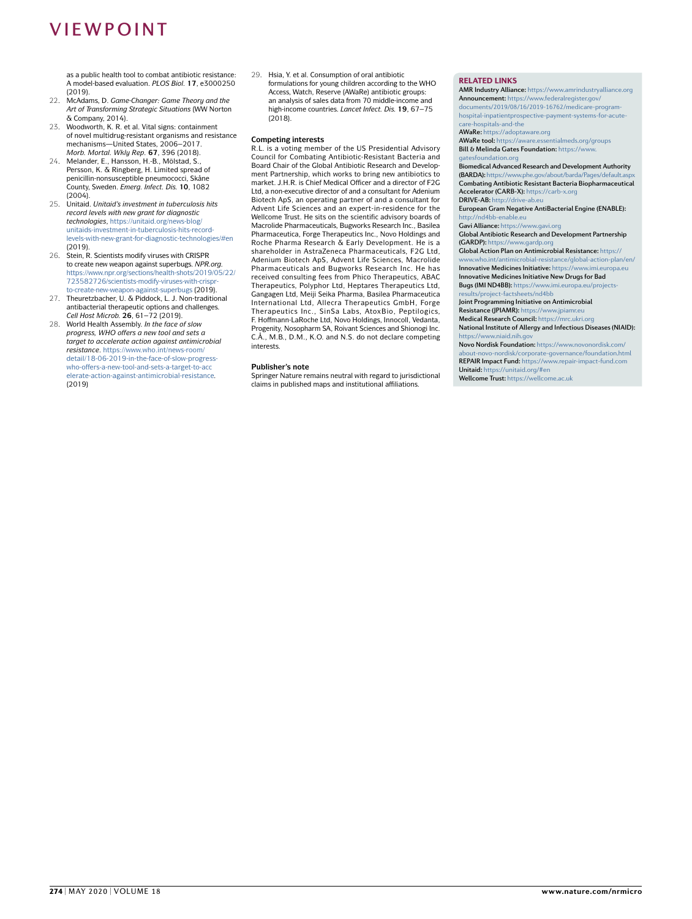as a public health tool to combat antibiotic resistance: A model-based evaluation. *PLOS Biol.* **17**, e3000250 (2019).

22. McAdams, D. *Game-Changer: Game Theory and the Art of Transforming Strategic Situations* (WW Norton & Company, 2014).
23. Woodworth, K. R. et al. Vital signs: containment of novel multidrug-resistant organisms and resistance mechanisms—United States, 2006–2017. *Morb. Mortal. Wkly Rep.* **67**, 396 (2018).
24. Melander, E., Hansson, H.-B., Mölstad, S., Persson, K. & Ringberg, H. Limited spread of penicillin-nonsusceptible pneumococci, Skåne County, Sweden. *Emerg. Infect. Dis.* **10**, 1082 (2004).
25. Unitaid. *Unitaid's investment in tuberculosis hits record levels with new grant for diagnostic technologies*, https://unitaid.org/news-blog/unitaids-investment-in-tuberculosis-hits-record-levels-with-new-grant-for-diagnostic-technologies/#en (2019).
26. Stein, R. Scientists modify viruses with CRISPR to create new weapon against superbugs. *NPR.org.* https://www.npr.org/sections/health-shots/2019/05/22/723582726/scientists-modify-viruses-with-crispr-to-create-new-weapon-against-superbugs (2019).
27. Theuretzbacher, U. & Piddock, L. J. Non-traditional antibacterial therapeutic options and challenges. *Cell Host Microb.* **26**, 61–72 (2019).
28. World Health Assembly. *In the face of slow progress, WHO offers a new tool and sets a target to accelerate action against antimicrobial resistance*. https://www.who.int/news-room/detail/18-06-2019-in-the-face-of-slow-progress-who-offers-a-new-tool-and-sets-a-target-to-accelerate-action-against-antimicrobial-resistance. (2019)
29. Hsia, Y. et al. Consumption of oral antibiotic formulations for young children according to the WHO Access, Watch, Reserve (AWaRe) antibiotic groups: an analysis of sales data from 70 middle-income and high-income countries. *Lancet Infect. Dis.* **19**, 67–75 (2018).

#### Competing interests

R.L. is a voting member of the US Presidential Advisory Council for Combating Antibiotic-Resistant Bacteria and Board Chair of the Global Antibiotic Research and Development Partnership, which works to bring new antibiotics to market. J.H.R. is Chief Medical Officer and a director of F2G Ltd, a non-executive director of and a consultant for Adenium Biotech ApS, an operating partner of and a consultant for Advent Life Sciences and an expert-in-residence for the Wellcome Trust. He sits on the scientific advisory boards of Macrolide Pharmaceuticals, Bugworks Research Inc., Basilea Pharmaceutica, Forge Therapeutics Inc., Novo Holdings and Roche Pharma Research & Early Development. He is a shareholder in AstraZeneca Pharmaceuticals, F2G Ltd, Adenium Biotech ApS, Advent Life Sciences, Macrolide Pharmaceuticals and Bugworks Research Inc. He has received consulting fees from Phico Therapeutics, ABAC Therapeutics, Polyphor Ltd, Heptares Therapeutics Ltd, Gangagen Ltd, Meiji Seika Pharma, Basilea Pharmaceutica International Ltd, Allecra Therapeutics GmbH, Forge Therapeutics Inc., SinSa Labs, AtoxBio, Peptilogics, F. Hoffmann-LaRoche Ltd, Novo Holdings, Innocoll, Vedanta, Progenity, Nosopharm SA, Roivant Sciences and Shionogi Inc. C.Å., M.B., D.M., K.O. and N.S. do not declare competing interests.

#### Publisher's note

Springer Nature remains neutral with regard to jurisdictional claims in published maps and institutional affiliations.

#### RELATED LINKS

**AMR Industry Alliance:** https://www.amrindustryalliance.org
**Announcement:** https://www.federalregister.gov/documents/2019/08/16/2019-16762/medicare-program-hospital-inpatientprospective-payment-systems-for-acute-care-hospitals-and-the
**AWaRe:** https://adoptaware.org
**AWaRe tool:** https://aware.essentialmeds.org/groups
**Bill & Melinda Gates Foundation:** https://www.gatesfoundation.org
**Biomedical Advanced Research and Development Authority (BARDA):** https://www.phe.gov/about/barda/Pages/default.aspx
**Combating Antibiotic Resistant Bacteria Biopharmaceutical Accelerator (CARB-X):** https://carb-x.org
**DRIVE-AB:** http://drive-ab.eu
**European Gram Negative AntiBacterial Engine (ENABLE):** http://nd4bb-enable.eu
**Gavi Alliance:** https://www.gavi.org
**Global Antibiotic Research and Development Partnership (GARDP):** https://www.gardp.org
**Global Action Plan on Antimicrobial Resistance:** https://www.who.int/antimicrobial-resistance/global-action-plan/en/
**Innovative Medicines Initiative:** https://www.imi.europa.eu
**Innovative Medicines Initiative New Drugs for Bad Bugs (IMI ND4BB):** https://www.imi.europa.eu/projects-results/project-factsheets/nd4bb
**Joint Programming Initiative on Antimicrobial Resistance (JPIAMR):** https://www.jpiamr.eu
**Medical Research Council:** https://mrc.ukri.org
**National Institute of Allergy and Infectious Diseases (NIAID):** https://www.niaid.nih.gov
**Novo Nordisk Foundation:** https://www.novonordisk.com/about-novo-nordisk/corporate-governance/foundation.html
**REPAIR Impact Fund:** https://www.repair-impact-fund.com
**Unitaid:** https://unitaid.org/#en
**Wellcome Trust:** https://wellcome.ac.uk